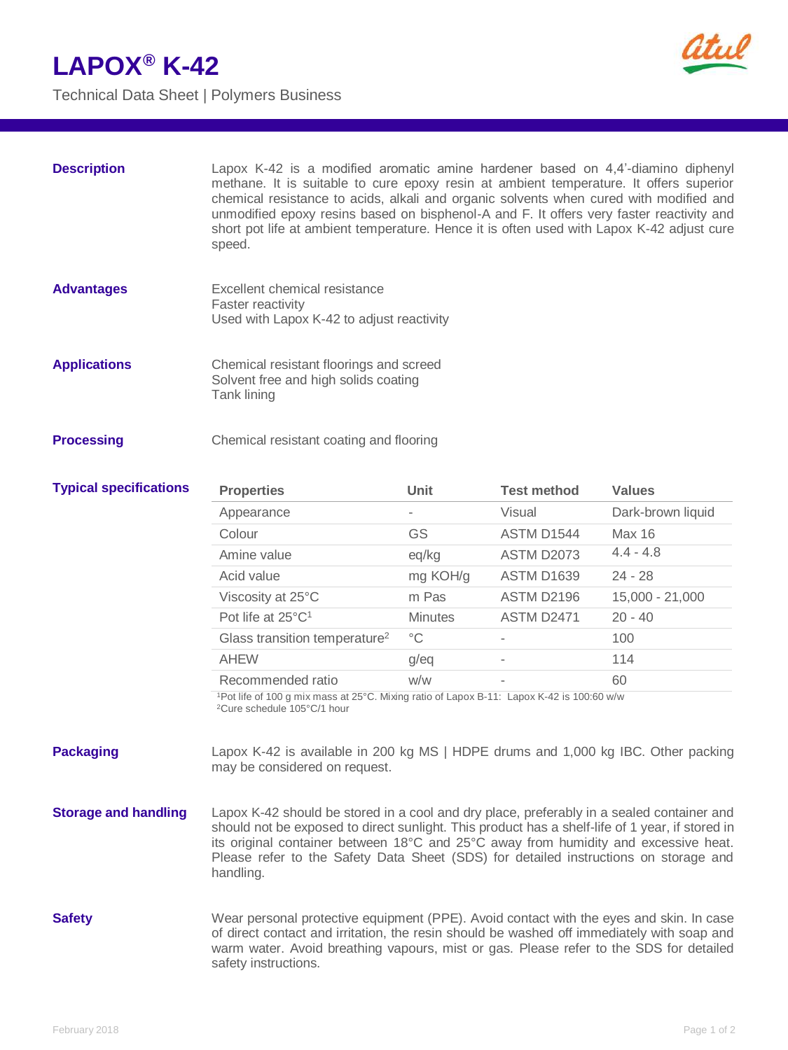# LAPOX® K-42

Technical Data Sheet | Polymers Business

## Description

Lapox K-42 is a modified aromatic amine hardener based on 4,4'-diamino diphenyl methane. It is suitable to cure epoxy resin at ambient temperature. It offers superior chemical resistance to acids, alkali and organic solvents when cured with modified and unmodified epoxy resins based on bisphenol-A and F. It offers very faster reactivity and short pot life at ambient temperature. Hence it is often used with Lapox K-42 adjust cure speed.

## Advantages

Excellent chemical resistance
Faster reactivity
Used with Lapox K-42 to adjust reactivity

## Applications

Chemical resistant floorings and screed
Solvent free and high solids coating
Tank lining

## Processing

Chemical resistant coating and flooring

## Typical specifications

| Properties | Unit | Test method | Values |
|---|---|---|---|
| Appearance | - | Visual | Dark-brown liquid |
| Colour | GS | ASTM D1544 | Max 16 |
| Amine value | eq/kg | ASTM D2073 | 4.4 - 4.8 |
| Acid value | mg KOH/g | ASTM D1639 | 24 - 28 |
| Viscosity at 25°C | m Pas | ASTM D2196 | 15,000 - 21,000 |
| Pot life at 25°C[1] | Minutes | ASTM D2471 | 20 - 40 |
| Glass transition temperature[2] | °C | - | 100 |
| AHEW | g/eq | - | 114 |
| Recommended ratio | w/w | - | 60 |

[1]Pot life of 100 g mix mass at 25°C. Mixing ratio of Lapox B-11: Lapox K-42 is 100:60 w/w
[2]Cure schedule 105°C/1 hour

## Packaging

Lapox K-42 is available in 200 kg MS | HDPE drums and 1,000 kg IBC. Other packing may be considered on request.

## Storage and handling

Lapox K-42 should be stored in a cool and dry place, preferably in a sealed container and should not be exposed to direct sunlight. This product has a shelf-life of 1 year, if stored in its original container between 18°C and 25°C away from humidity and excessive heat. Please refer to the Safety Data Sheet (SDS) for detailed instructions on storage and handling.

## Safety

Wear personal protective equipment (PPE). Avoid contact with the eyes and skin. In case of direct contact and irritation, the resin should be washed off immediately with soap and warm water. Avoid breathing vapours, mist or gas. Please refer to the SDS for detailed safety instructions.

February 2018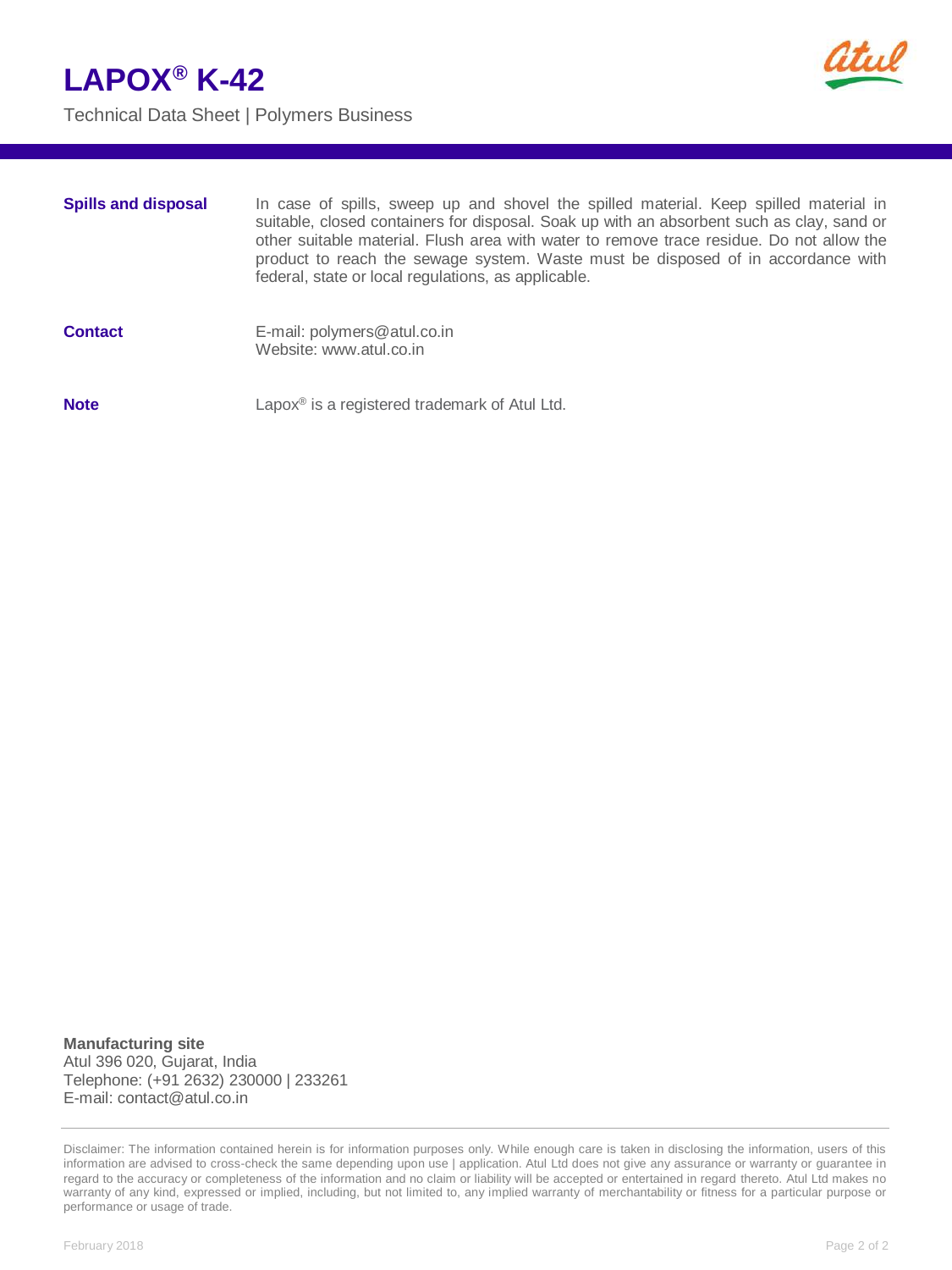**Spills and disposal**

In case of spills, sweep up and shovel the spilled material. Keep spilled material in suitable, closed containers for disposal. Soak up with an absorbent such as clay, sand or other suitable material. Flush area with water to remove trace residue. Do not allow the product to reach the sewage system. Waste must be disposed of in accordance with federal, state or local regulations, as applicable.

**Contact**

E-mail: polymers@atul.co.in
Website: www.atul.co.in

**Note**

Lapox® is a registered trademark of Atul Ltd.

**Manufacturing site**
Atul 396 020, Gujarat, India
Telephone: (+91 2632) 230000 | 233261
E-mail: contact@atul.co.in

Disclaimer: The information contained herein is for information purposes only. While enough care is taken in disclosing the information, users of this information are advised to cross-check the same depending upon use | application. Atul Ltd does not give any assurance or warranty or guarantee in regard to the accuracy or completeness of the information and no claim or liability will be accepted or entertained in regard thereto. Atul Ltd makes no warranty of any kind, expressed or implied, including, but not limited to, any implied warranty of merchantability or fitness for a particular purpose or performance or usage of trade.

February 2018